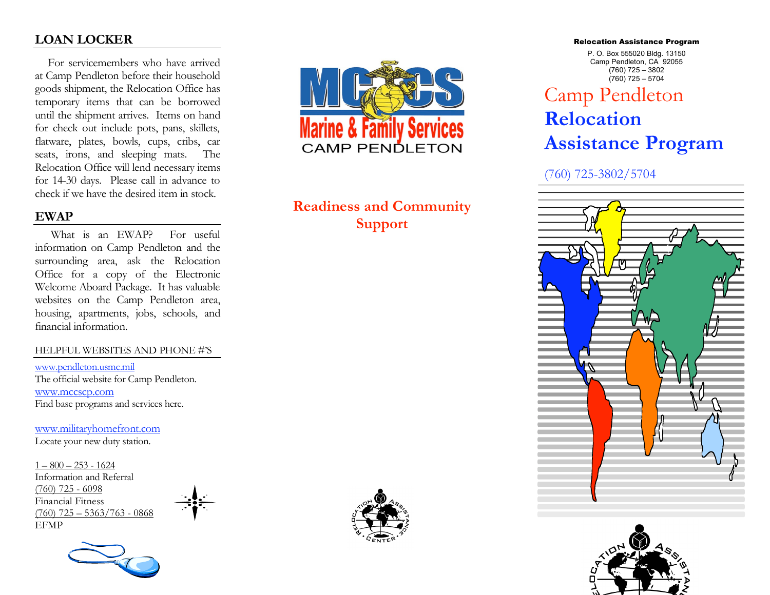## LOAN LOCKER

For servicemembers who have arrived at Camp Pendleton before their household goods shipment, the Relocation Office has temporary items that can be borrowed until the shipment arrives. Items on hand for check out include pots, pans, skillets, flatware, plates, bowls, cups, cribs, car seats, irons, and sleeping mats. The Relocation Office will lend necessary items for 14-30 days. Please call in advance to check if we have the desired item in stock.

## EWAP

What is an EWAP? For useful information on Camp Pendleton and the surrounding area, ask the Relocation Office for a copy of the Electronic Welcome Aboard Package. It has valuable websites on the Camp Pendleton area, housing, apartments, jobs, schools, and financial information.

### HELPFUL WEBSITES AND PHONE #'S

www.pendleton.usmc.mil
The official website for Camp Pendleton.
www.mccscp.com
Find base programs and services here.

www.militaryhomefront.com
Locate your new duty station.

1 – 800 – 253 - 1624
Information and Referral
(760) 725 - 6098
Financial Fitness
(760) 725 – 5363/763 - 0868
EFMP

MCCS Marine & Family Services
CAMP PENDLETON

**Readiness and Community Support**

RELOCATION ASSISTANCE CENTER

**Relocation Assistance Program**
P. O. Box 555020 Bldg. 13150
Camp Pendleton, CA 92055
(760) 725 – 3802
(760) 725 – 5704

# Camp Pendleton **Relocation Assistance Program**

(760) 725-3802/5704

RELOCATION ASSISTANCE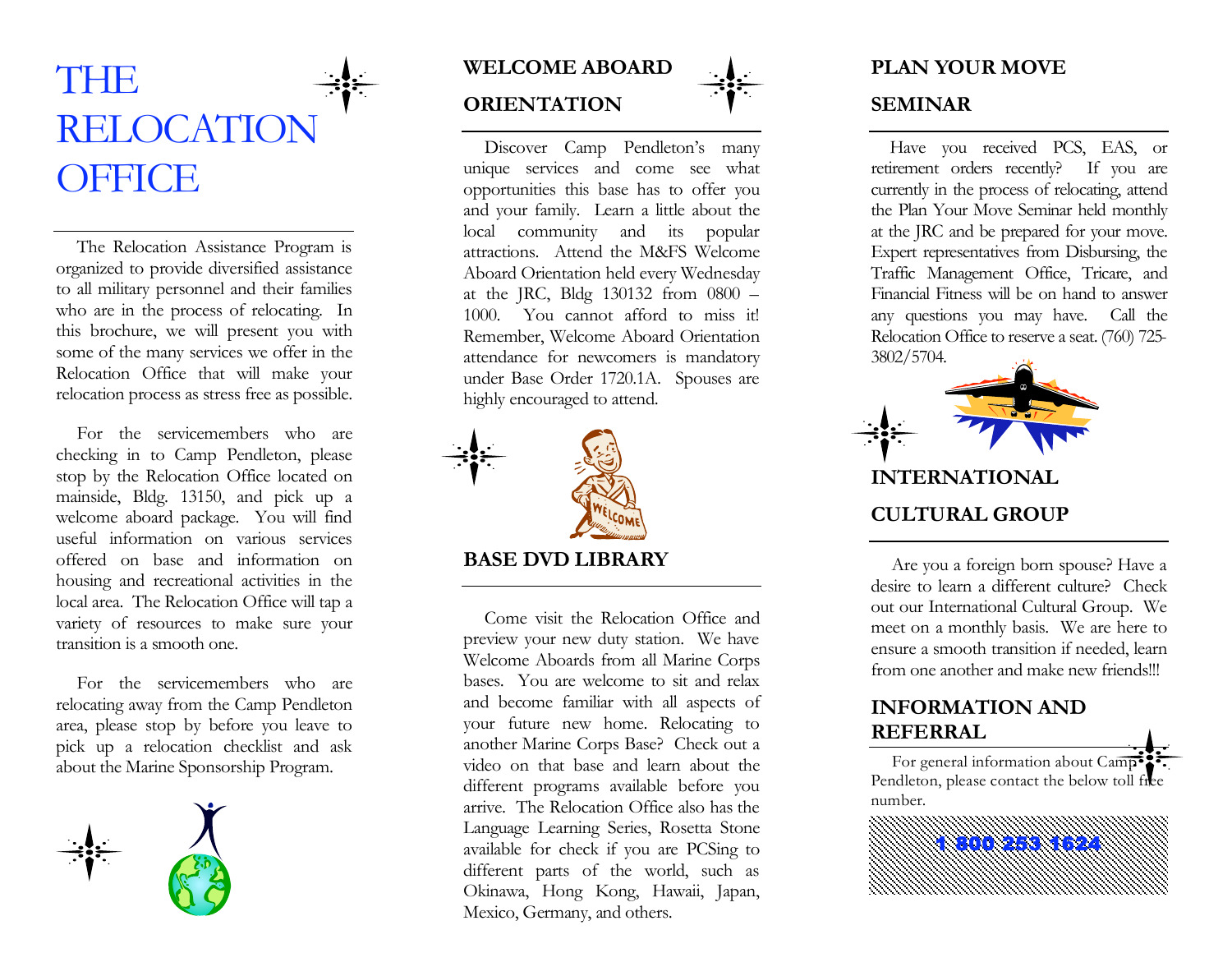# THE RELOCATION OFFICE

The Relocation Assistance Program is organized to provide diversified assistance to all military personnel and their families who are in the process of relocating. In this brochure, we will present you with some of the many services we offer in the Relocation Office that will make your relocation process as stress free as possible.

For the servicemembers who are checking in to Camp Pendleton, please stop by the Relocation Office located on mainside, Bldg. 13150, and pick up a welcome aboard package. You will find useful information on various services offered on base and information on housing and recreational activities in the local area. The Relocation Office will tap a variety of resources to make sure your transition is a smooth one.

For the servicemembers who are relocating away from the Camp Pendleton area, please stop by before you leave to pick up a relocation checklist and ask about the Marine Sponsorship Program.

## WELCOME ABOARD ORIENTATION

Discover Camp Pendleton's many unique services and come see what opportunities this base has to offer you and your family. Learn a little about the local community and its popular attractions. Attend the M&FS Welcome Aboard Orientation held every Wednesday at the JRC, Bldg 130132 from 0800 – 1000. You cannot afford to miss it! Remember, Welcome Aboard Orientation attendance for newcomers is mandatory under Base Order 1720.1A. Spouses are highly encouraged to attend.

## BASE DVD LIBRARY

Come visit the Relocation Office and preview your new duty station. We have Welcome Aboards from all Marine Corps bases. You are welcome to sit and relax and become familiar with all aspects of your future new home. Relocating to another Marine Corps Base? Check out a video on that base and learn about the different programs available before you arrive. The Relocation Office also has the Language Learning Series, Rosetta Stone available for check if you are PCSing to different parts of the world, such as Okinawa, Hong Kong, Hawaii, Japan, Mexico, Germany, and others.

## PLAN YOUR MOVE SEMINAR

Have you received PCS, EAS, or retirement orders recently? If you are currently in the process of relocating, attend the Plan Your Move Seminar held monthly at the JRC and be prepared for your move. Expert representatives from Disbursing, the Traffic Management Office, Tricare, and Financial Fitness will be on hand to answer any questions you may have. Call the Relocation Office to reserve a seat. (760) 725-3802/5704.

## INTERNATIONAL CULTURAL GROUP

Are you a foreign born spouse? Have a desire to learn a different culture? Check out our International Cultural Group. We meet on a monthly basis. We are here to ensure a smooth transition if needed, learn from one another and make new friends!!!

## INFORMATION AND REFERRAL

For general information about Camp Pendleton, please contact the below toll free number.

**1 800 253 1624**